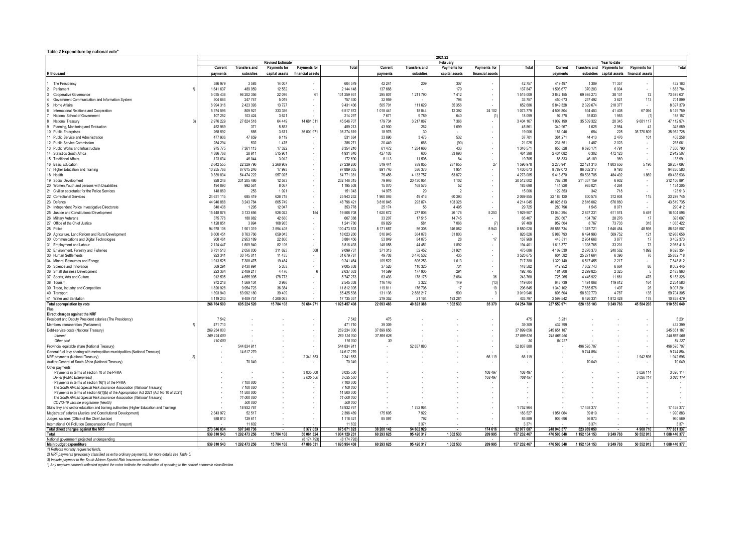**Table 2 Expenditure by national vote***

| R thousand | 2021/22 | | | | | | | | | | | | | | |
|---|---|---|---|---|---|---|---|---|---|---|---|---|---|---|---|
| | Revised Estimate | | | | | February | | | | | Year to date | | | | |
| | Current payments | Transfers and subsidies | Payments for capital assets | Payments for financial assets | Total | Current payments | Transfers and subsidies | Payments for capital assets | Payments for financial assets | Total | Current payments | Transfers and subsidies | Payments for capital assets | Payments for financial assets | Total |
| 1 The Presidency | 586 979 | 3 593 | 14 007 | - | 604 579 | 42 241 | 209 | 307 | - | 42 757 | 419 497 | 1 309 | 11 357 | - | 432 163 |
| 2 Parliament 1) | 1 641 637 | 489 959 | 12 552 | - | 2 144 148 | 137 668 | - | 179 | - | 137 847 | 1 506 677 | 370 203 | 6 904 | - | 1 883 784 |
| 3 Cooperative Governance | 5 035 438 | 96 202 356 | 22 076 | 61 | 101 259 931 | 295 807 | 1 211 790 | 7 412 | - | 1 515 009 | 3 842 155 | 69 695 273 | 38 131 | 72 | 73 575 631 |
| 4 Government Communication and Information System | 504 664 | 247 747 | 5 019 | - | 757 430 | 32 959 | - | 798 | - | 33 757 | 450 673 | 247 492 | 3 621 | 113 | 701 899 |
| 5 Home Affairs | 6 994 316 | 2 423 393 | 13 727 | - | 9 431 436 | 505 701 | 111 629 | 35 356 | - | 652 686 | 5 849 328 | 2 329 674 | 218 377 | - | 8 397 379 |
| 6 International Relations and Cooperation | 5 374 595 | 809 921 | 333 356 | - | 6 517 872 | 1 018 441 | 18 844 | 12 392 | 24 102 | 1 073 779 | 4 506 804 | 534 453 | 41 408 | 67 094 | 5 149 759 |
| 7 National School of Government | 107 252 | 103 424 | 3 621 | - | 214 297 | 7 671 | 9 789 | 640 | (1) | 18 099 | 92 375 | 93 830 | 1 953 | (1) | 188 157 |
| 8 National Treasury 3) | 2 976 229 | 27 824 518 | 64 449 | 14 681 511 | 45 546 707 | 179 734 | 3 217 067 | 7 366 | - | 3 404 167 | 1 902 190 | 35 509 322 | 20 345 | 9 681 117 | 47 112 974 |
| 9 Planning, Monitoring and Evaluation | 452 989 | 371 | 5 853 | - | 459 213 | 43 900 | 262 | 1 699 | - | 45 861 | 340 967 | 1 625 | 2 954 | 43 | 345 589 |
| 10 Public Enterprises | 268 592 | 585 | 3 671 | 36 001 971 | 36 274 819 | 18 976 | 30 | - | - | 19 006 | 181 040 | 654 | 225 | 35 770 809 | 35 952 728 |
| 11 Public Service and Administration | 477 906 | 47 659 | 6 119 | - | 531 684 | 33 696 | 3 473 | 532 | - | 37 701 | 361 271 | 44 410 | 2 476 | 101 | 408 258 |
| 12 Public Service Commission | 284 294 | 502 | 1 475 | - | 286 271 | 20 449 | 666 | (90) | - | 21 025 | 231 551 | 1 487 | 2 023 | - | 235 061 |
| 13 Public Works and Infrastructure | 975 775 | 7 361 113 | 17 322 | - | 8 354 210 | 61 472 | 1 284 666 | 433 | - | 1 346 571 | 656 828 | 6 695 171 | 4 791 | - | 7 356 790 |
| 14 Statistics South Africa | 4 386 768 | 28 911 | 515 961 | - | 4 931 640 | 427 103 | 605 | 33 690 | - | 461 398 | 2 434 082 | 6 302 | 472 123 | - | 2 912 507 |
| 15 Traditional Affairs | 123 634 | 46 044 | 3 012 | - | 172 690 | 8 113 | 11 508 | 84 | - | 19 705 | 86 833 | 46 189 | 969 | - | 133 991 |
| 16 Basic Education | 2 642 555 | 22 329 796 | 2 266 909 | - | 27 239 260 | 519 441 | 789 855 | 287 655 | 27 | 1 596 978 | 2 276 941 | 22 121 310 | 1 803 656 | 5 190 | 26 207 097 |
| 17 Higher Education and Training | 10 255 766 | 87 615 246 | 17 993 | - | 97 889 005 | 891 746 | 536 376 | 1 951 | - | 1 430 073 | 8 789 073 | 86 032 317 | 9 193 | - | 94 830 583 |
| 18 Health | 9 339 834 | 54 474 222 | 957 025 | - | 64 771 081 | 75 456 | 4 133 757 | 63 872 | - | 4 273 085 | 9 413 870 | 50 538 705 | 484 492 | 1 869 | 60 438 936 |
| 19 Social Development | 928 246 | 231 205 486 | 12 583 | - | 232 146 315 | 79 946 | 20 430 954 | 1 102 | - | 20 512 002 | 762 830 | 211 337 159 | 6 902 | - | 212 106 891 |
| 20 Women,Youth and persons with Disabilities | 194 890 | 992 561 | 8 057 | - | 1 195 508 | 15 070 | 168 576 | 52 | - | 183 698 | 144 920 | 985 021 | 4 264 | - | 1 134 205 |
| 21 Civilian secretariat for the Police Services | 148 869 | 253 | 1 921 | - | 151 043 | 14 975 | 29 | 2 | - | 15 006 | 122 853 | 342 | 718 | - | 123 913 |
| 22 Correctional Services | 24 631 115 | 685 419 | 626 718 | - | 25 943 252 | 1 960 046 | 49 416 | 60 393 | - | 2 069 855 | 22 186 120 | 800 576 | 312 934 | 115 | 23 299 745 |
| 23 Defence | 44 946 888 | 3 243 784 | 605 749 | - | 48 796 421 | 3 816 845 | 293 874 | 103 326 | - | 4 214 045 | 40 026 813 | 2 816 062 | 676 860 | - | 43 519 735 |
| 24 Independent Police Investigative Directorate | 340 436 | 1 295 | 12 047 | - | 353 778 | 25 174 | 56 | 4 495 | - | 29 725 | 280 796 | 1 545 | 8 071 | - | 290 412 |
| 25 Justice and Constitutional Development | 15 448 876 | 3 133 656 | 926 022 | 154 | 19 508 708 | 1 620 672 | 277 806 | 26 176 | 5 253 | 1 929 907 | 13 040 294 | 2 847 231 | 611 574 | 5 497 | 16 504 596 |
| 26 Military Veterans | 375 776 | 188 982 | 42 630 | - | 607 388 | 33 207 | 17 515 | 14 745 | - | 65 467 | 260 607 | 104 797 | 28 276 | 17 | 393 697 |
| 27 Office of the Chief Justice | 1 128 851 | 3 994 | 108 935 | - | 1 241 780 | 89 829 | 581 | 7 066 | (7) | 97 469 | 952 604 | 8 767 | 73 733 | 318 | 1 035 422 |
| 28 Police | 94 978 106 | 1 901 319 | 3 594 408 | - | 100 473 833 | 8 171 687 | 56 308 | 346 082 | 5 943 | 8 580 020 | 85 555 734 | 1 375 721 | 1 646 454 | 48 598 | 88 626 507 |
| 29 Agriculture, Land Reform and Rural Development | 8 600 451 | 8 763 766 | 659 043 | - | 18 023 260 | 510 945 | 384 078 | 31 803 | - | 926 826 | 5 983 793 | 6 494 990 | 509 752 | 121 | 12 988 656 |
| 30 Communications and Digital Technologies | 908 461 | 2 953 189 | 22 806 | - | 3 884 456 | 53 849 | 84 075 | 28 | 17 | 137 969 | 443 811 | 2 954 668 | 3 877 | 17 | 3 402 373 |
| 31 Employment and Labour | 2 124 447 | 1 609 940 | 82 106 | - | 3 816 493 | 148 058 | 44 451 | 1 892 | - | 194 401 | 1 613 377 | 1 338 765 | 33 201 | 73 | 2 985 416 |
| 32 Environment, Forestry and Fisheries | 6 731 510 | 2 056 036 | 311 623 | 568 | 9 099 737 | 371 313 | 52 452 | 51 921 | - | 475 686 | 4 109 530 | 2 276 370 | 240 562 | 1 892 | 6 628 354 |
| 33 Human Settlements | 923 341 | 30 745 011 | 11 435 | - | 31 679 787 | 49 708 | 3 470 532 | 435 | - | 3 520 675 | 604 582 | 25 271 664 | 6 396 | 76 | 25 882 718 |
| 34 Mineral Resources and Energy | 1 913 525 | 7 308 475 | 19 464 | - | 9 241 464 | 109 522 | 606 253 | 1 613 | - | 717 388 | 1 329 140 | 6 517 455 | 2 217 | - | 7 848 812 |
| 35 Science and Innovation | 569 291 | 8 430 994 | 5 353 | - | 9 005 638 | 37 526 | 110 325 | 731 | - | 148 582 | 412 952 | 7 632 743 | 6 664 | 86 | 8 052 445 |
| 36 Small Business Development | 223 364 | 2 409 217 | 4 476 | 6 | 2 637 063 | 14 599 | 177 905 | 291 | - | 192 795 | 181 808 | 2 299 825 | 2 325 | 5 | 2 483 963 |
| 37 Sports, Arts and Culture | 912 505 | 4 655 995 | 178 773 | - | 5 747 273 | 63 493 | 178 175 | 2 064 | 36 | 243 768 | 725 265 | 4 445 922 | 11 661 | 478 | 5 183 326 |
| 38 Tourism | 972 218 | 1 569 134 | 3 986 | - | 2 545 338 | 116 146 | 3 322 | 149 | (13) | 119 604 | 643 739 | 1 491 068 | 119 612 | 164 | 2 254 583 |
| 39 Trade, Industry and Competition | 1 820 928 | 9 954 723 | 36 354 | - | 11 812 005 | 119 811 | 176 798 | 17 | 19 | 296 645 | 1 340 102 | 7 665 576 | 1 497 | 26 | 9 007 201 |
| 40 Transport | 1 393 949 | 63 992 180 | 39 409 | - | 65 425 538 | 131 136 | 2 888 217 | 590 | 3 | 3 019 946 | 896 604 | 58 802 779 | 4 787 | 135 | 59 704 305 |
| 41 Water and Sanitation | 4 119 243 | 9 409 751 | 4 206 063 | - | 17 735 057 | 219 352 | 21 164 | 193 281 | - | 433 797 | 2 599 542 | 6 426 331 | 1 812 428 | 178 | 10 838 479 |
| **Total appropriation by vote** | **266 764 509** | **695 224 520** | **15 784 108** | **50 684 271** | **1 028 457 408** | **22 093 483** | **40 823 388** | **1 302 530** | **35 379** | **64 254 780** | **227 559 971** | **628 165 103** | **9 249 763** | **45 584 203** | **910 559 040** |
| Plus: | | | | | | | | | | | | | | | |
| **Direct charges against the NRF** | | | | | | | | | | | | | | | |
| President and Deputy President salaries (The Presidency) | 7 542 | - | - | - | 7 542 | 475 | - | - | - | 475 | 5 231 | - | - | - | 5 231 |
| Members' remuneration (Parliament) 1) | 471 710 | - | - | - | 471 710 | 39 309 | - | - | - | 39 309 | 432 399 | - | - | - | 432 399 |
| Debt-service costs (National Treasury) | 269 234 000 | - | - | - | 269 234 000 | 37 899 656 | - | - | - | 37 899 656 | 245 651 187 | - | - | - | 245 651 187 |
| *Interest* | *269 124 000* | - | - | - | *269 124 000* | *37 899 626* | - | - | - | *37 899 626* | *245 566 960* | - | - | - | *245 566 960* |
| *Other cost* | *110 000* | - | - | - | *110 000* | *30* | - | - | - | *30* | *84 227* | - | - | - | *84 227* |
| Provincial equitable share (National Treasury) | - | 544 834 911 | - | - | 544 834 911 | - | 52 837 880 | - | - | 52 837 880 | - | 496 595 707 | - | - | 496 595 707 |
| General fuel levy sharing with metropolitan municipalities (National Treasury) | - | 14 617 279 | - | - | 14 617 279 | - | - | - | - | - | - | 9 744 854 | - | - | 9 744 854 |
| NRF payments (National Treasury) 2) | - | - | - | 2 341 553 | 2 341 553 | - | - | - | 66 119 | 66 119 | - | - | - | 1 942 596 | 1 942 596 |
| Auditor-General of South Africa (National Treasury) | - | 70 049 | - | - | 70 049 | - | - | - | - | - | - | 70 049 | - | - | 70 049 |
| Other payments | | | | | | | | | | | | | | | |
| Payments in terms of section 70 of the PFMA | - | - | - | 3 035 500 | 3 035 500 | - | - | - | 108 497 | 108 497 | - | - | - | 3 026 114 | 3 026 114 |
| *Denel (Public Enterprises)* | - | - | - | *3 035 500* | *3 035 500* | - | - | - | *108 497* | *108 497* | - | - | - | *3 026 114* | *3 026 114* |
| Payments in terms of section 16(1) of the PFMA | - | 7 100 000 | - | - | 7 100 000 | - | - | - | - | - | - | - | - | - | - |
| *The South African Special Risk Insurance Association (National Treasury)* | - | *7 100 000* | - | - | *7 100 000* | - | - | - | - | - | - | - | - | - | - |
| Payments in terms of section 6(1)(b) of the Appropriation Act 2021 (Act No 10 of 2021) | - | 11 500 000 | - | - | 11 500 000 | - | - | - | - | - | - | - | - | - | - |
| *The South African Special Risk Insurance Association (National Treasury)* | - | *11 000 000* | - | - | *11 000 000* | - | - | - | - | - | - | - | - | - | - |
| *COVID-19 vaccine programme (Health)* | - | *500 000* | - | - | *500 000* | - | - | - | - | - | - | - | - | - | - |
| Skills levy and sector education and training authorities (Higher Education and Training) | - | 18 932 767 | - | - | 18 932 767 | - | 1 752 964 | - | - | 1 752 964 | - | 17 458 377 | - | - | 17 458 377 |
| Magistrates' salaries (Justice and Constitutional Development) | 2 343 972 | 52 517 | - | - | 2 396 489 | 175 605 | 7 922 | - | - | 183 527 | 1 951 064 | 39 819 | - | - | 1 990 883 |
| Judges' salaries (Office of the Chief Justice) | 988 810 | 129 611 | - | - | 1 118 421 | 85 097 | 792 | - | - | 85 889 | 903 696 | 56 873 | - | - | 960 569 |
| International Oil Pollution Compensation Fund (Transport) | - | 11 602 | - | - | 11 602 | - | 3 371 | - | - | 3 371 | - | 3 371 | - | - | 3 371 |
| **Total direct charges against the NRF** | **273 046 034** | **597 248 736** | **-** | **5 377 053** | **875 671 823** | **38 200 142** | **54 602 929** | **-** | **174 616** | **92 977 687** | **248 943 577** | **523 969 050** | **-** | **4 968 710** | **777 881 337** |
| **Total** | **539 810 543** | **1 292 473 256** | **15 784 108** | **56 061 324** | **1 904 129 231** | **60 293 625** | **95 426 317** | **1 302 530** | **209 995** | **157 232 467** | **476 503 548** | **1 152 134 153** | **9 249 763** | **50 552 913** | **1 688 440 377** |
| National government projected underspending | - | - | - | (8 174 793) | (8 174 793) | - | - | - | - | - | - | - | - | - | - |
| **Main budget expenditure** | **539 810 543** | **1 292 473 256** | **15 784 108** | **47 886 531** | **1 895 954 438** | **60 293 625** | **95 426 317** | **1 302 530** | **209 995** | **157 232 467** | **476 503 548** | **1 152 134 153** | **9 249 763** | **50 552 913** | **1 688 440 377** |

*1) Reflects monthly requested funds.*

*2) NRF payments (previously classified as extra ordinary payments), for more details see Table 5.*

*3) Include payment to the South African Special Risk Insurance Association*

*\*) Any negative amounts reflected against the votes indicate the reallocation of spending to the correct economic classification.*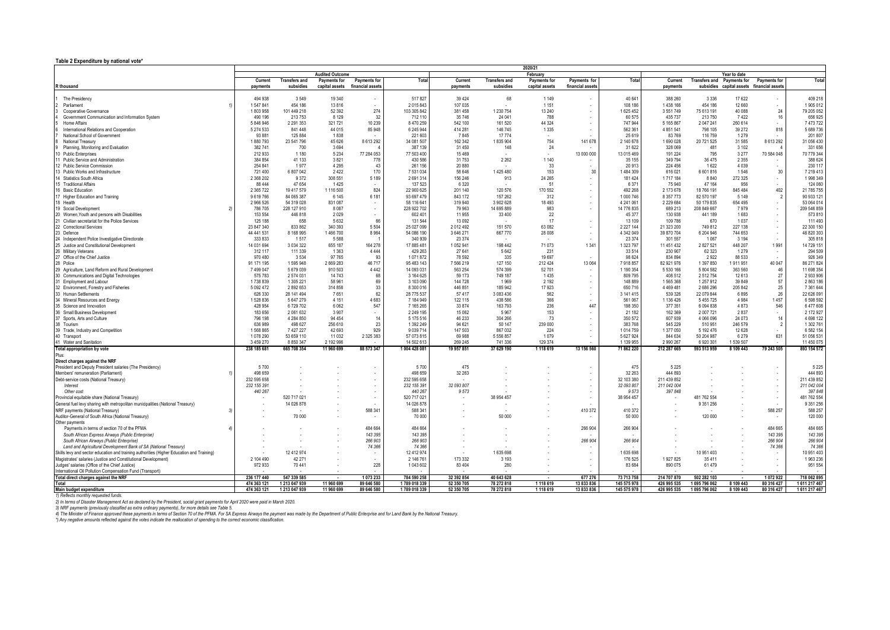**Table 2 Expenditure by national vote***

| R thousand | | Audited Outcome | | | | | 2020/21 February | | | | | Year to date | | | | |
|---|---|---|---|---|---|---|---|---|---|---|---|---|---|---|---|---|
| | | Current payments | Transfers and subsidies | Payments for capital assets | Payments for financial assets | Total | Current payments | Transfers and subsidies | Payments for capital assets | Payments for financial assets | Total | Current payments | Transfers and subsidies | Payments for capital assets | Payments for financial assets | Total |
| 1 The Presidency | | 494 938 | 3 549 | 19 340 | - | 517 827 | 39 424 | 68 | 1 149 | - | 40 641 | 388 260 | 3 336 | 17 622 | - | 409 218 |
| 2 Parliament | 1) | 1 547 841 | 454 186 | 13 816 | - | 2 015 843 | 107 035 | - | 1 151 | - | 108 186 | 1 438 166 | 454 186 | 12 660 | - | 1 905 012 |
| 3 Cooperative Governance | | 1 803 958 | 101 449 218 | 52 392 | 274 | 103 305 842 | 381 458 | 1 230 754 | 13 240 | - | 1 625 452 | 3 551 749 | 75 613 191 | 40 088 | 24 | 79 205 052 |
| 4 Government Communication and Information System | | 490 196 | 213 753 | 8 129 | 32 | 712 110 | 35 748 | 24 041 | 788 | - | 60 575 | 435 737 | 213 750 | 7 422 | 16 | 656 925 |
| 5 Home Affairs | | 5 846 946 | 2 291 353 | 321 721 | 10 239 | 8 470 259 | 542 100 | 161 520 | 44 324 | - | 747 944 | 5 165 867 | 2 047 241 | 260 614 | - | 7 473 722 |
| 6 International Relations and Cooperation | | 5 274 533 | 841 448 | 44 015 | 85 948 | 6 245 944 | 414 281 | 146 745 | 1 335 | - | 562 361 | 4 851 541 | 798 105 | 39 272 | 818 | 5 689 736 |
| 7 National School of Government | | 93 881 | 125 884 | 1 838 | - | 221 603 | 7 845 | 17 774 | - | - | 25 619 | 83 769 | 116 759 | 1 279 | - | 201 807 |
| 8 National Treasury | | 1 880 793 | 23 541 796 | 45 626 | 8 613 292 | 34 081 507 | 162 342 | 1 835 904 | 754 | 141 678 | 2 140 678 | 1 690 028 | 20 721 525 | 31 585 | 8 613 292 | 31 056 430 |
| 9 Planning, Monitoring and Evaluation | | 382 741 | 700 | 3 694 | 4 | 387 139 | 31 450 | 148 | 24 | - | 31 622 | 328 069 | 481 | 3 102 | 4 | 331 656 |
| 10 Public Enterprises | | 212 933 | 1 180 | 5 234 | 77 284 053 | 77 503 400 | 15 469 | - | - | 13 000 000 | 13 015 469 | 191 224 | 795 | 3 277 | 70 584 048 | 70 779 344 |
| 11 Public Service and Administration | | 384 854 | 41 133 | 3 821 | 778 | 430 586 | 31 753 | 2 262 | 1 140 | - | 35 155 | 349 794 | 36 475 | 2 355 | - | 388 624 |
| 12 Public Service Commission | | 254 841 | 1 977 | 4 295 | 43 | 261 156 | 20 880 | - | 33 | - | 20 913 | 224 456 | 1 622 | 4 039 | - | 230 117 |
| 13 Public Works and Infrastructure | | 721 400 | 6 807 042 | 2 422 | 170 | 7 531 034 | 58 646 | 1 425 480 | 153 | 30 | 1 484 309 | 616 021 | 6 601 816 | 1 546 | 30 | 7 219 413 |
| 14 Statistics South Africa | | 2 368 202 | 9 372 | 308 551 | 5 189 | 2 691 314 | 156 246 | 913 | 24 265 | - | 181 424 | 1 717 184 | 8 840 | 272 325 | - | 1 998 349 |
| 15 Traditional Affairs | | 88 444 | 47 654 | 1 425 | - | 137 523 | 6 320 | - | 51 | - | 6 371 | 75 940 | 47 164 | 956 | - | 124 060 |
| 16 Basic Education | | 2 365 722 | 19 417 579 | 1 116 500 | 824 | 22 900 625 | 201 140 | 120 576 | 170 552 | - | 492 268 | 2 173 678 | 18 766 191 | 845 484 | 402 | 21 785 755 |
| 17 Higher Education and Training | | 9 619 766 | 84 065 387 | 6 145 | 6 181 | 93 697 479 | 843 172 | 157 262 | 312 | - | 1 000 746 | 8 357 773 | 82 570 197 | 5 149 | 2 | 90 933 121 |
| 18 Health | | 2 966 526 | 54 319 028 | 831 087 | - | 58 116 641 | 319 940 | 3 902 628 | 18 493 | - | 4 241 061 | 2 229 684 | 50 179 835 | 654 495 | - | 53 064 014 |
| 19 Social Development | 2) | 786 705 | 228 127 910 | 8 087 | - | 228 922 702 | 79 963 | 14 695 889 | 983 | - | 14 776 835 | 689 213 | 208 849 667 | 7 979 | - | 209 546 859 |
| 20 Women, Youth and persons with Disabilities | | 153 554 | 446 818 | 2 029 | - | 602 401 | 11 955 | 33 400 | 22 | - | 45 377 | 130 938 | 441 189 | 1 683 | - | 573 810 |
| 21 Civilian secretariat for the Police Services | | 125 188 | 658 | 5 632 | 66 | 131 544 | 13 092 | - | 17 | - | 13 109 | 109 786 | 670 | 1 037 | - | 111 493 |
| 22 Correctional Services | | 23 847 340 | 833 862 | 340 393 | 5 504 | 25 027 099 | 2 012 492 | 151 570 | 63 082 | - | 2 227 144 | 21 323 200 | 749 812 | 227 138 | - | 22 300 150 |
| 23 Defence | | 44 441 531 | 8 168 995 | 1 466 700 | 8 964 | 54 086 190 | 3 646 271 | 667 770 | 28 008 | - | 4 342 049 | 39 870 704 | 6 204 946 | 744 653 | - | 46 820 303 |
| 24 Independent Police Investigative Directorate | | 333 833 | 1 517 | 5 588 | 1 | 340 939 | 23 374 | - | - | - | 23 374 | 301 557 | 1 067 | 3 194 | - | 305 818 |
| 25 Justice and Constitutional Development | | 14 031 694 | 3 034 322 | 655 187 | 164 278 | 17 885 481 | 1 052 941 | 198 442 | 71 073 | 1 341 | 1 323 797 | 11 451 432 | 2 827 521 | 448 207 | 1 991 | 14 729 151 |
| 26 Military Veterans | | 312 117 | 111 339 | 1 363 | 4 444 | 429 263 | 27 641 | 5 642 | 231 | - | 33 514 | 230 907 | 62 323 | 1 279 | - | 294 509 |
| 27 Office of the Chief Justice | | 970 480 | 3 534 | 97 765 | 93 | 1 071 872 | 78 592 | 335 | 19 697 | - | 98 624 | 834 894 | 2 922 | 88 533 | - | 926 349 |
| 28 Police | | 91 171 195 | 1 595 948 | 2 669 283 | 46 717 | 95 483 143 | 7 566 219 | 127 150 | 212 424 | 13 064 | 7 918 857 | 82 921 976 | 1 397 850 | 1 911 951 | 40 047 | 86 271 824 |
| 29 Agriculture, Land Reform and Rural Development | | 7 499 047 | 5 679 039 | 910 503 | 4 442 | 14 093 031 | 563 254 | 574 399 | 52 701 | - | 1 190 354 | 5 530 166 | 5 804 582 | 363 560 | 46 | 11 698 354 |
| 30 Communications and Digital Technologies | | 575 783 | 2 574 031 | 14 743 | 68 | 3 164 625 | 59 173 | 749 187 | 1 435 | - | 809 795 | 408 512 | 2 512 754 | 12 613 | 27 | 2 933 906 |
| 31 Employment and Labour | | 1 738 839 | 1 305 221 | 58 961 | 69 | 3 103 090 | 144 728 | 1 969 | 2 192 | - | 148 889 | 1 565 368 | 1 257 912 | 39 849 | 57 | 2 863 186 |
| 32 Environment, Forestry and Fisheries | | 5 092 472 | 2 892 653 | 314 858 | 33 | 8 300 016 | 446 851 | 185 942 | 17 923 | - | 650 716 | 4 469 481 | 2 686 296 | 205 842 | 25 | 7 361 644 |
| 33 Human Settlements | | 626 330 | 28 141 494 | 7 651 | 62 | 28 775 537 | 57 417 | 3 083 436 | 562 | - | 3 141 415 | 539 326 | 22 079 844 | 6 895 | 26 | 22 626 091 |
| 34 Mineral Resources and Energy | | 1 528 836 | 5 647 279 | 4 151 | 4 683 | 7 184 949 | 122 115 | 438 586 | 366 | - | 561 067 | 1 136 426 | 5 455 725 | 4 984 | 1 457 | 6 598 592 |
| 35 Science and Innovation | | 428 954 | 6 729 702 | 6 062 | 547 | 7 165 265 | 33 874 | 163 793 | 236 | 447 | 198 350 | 377 351 | 6 094 838 | 4 873 | 546 | 6 477 608 |
| 36 Small Business Development | | 183 656 | 2 061 632 | 3 907 | - | 2 249 195 | 15 062 | 5 967 | 153 | - | 21 182 | 162 369 | 2 007 721 | 2 837 | - | 2 172 927 |
| 37 Sports, Arts and Culture | | 796 198 | 4 284 850 | 94 454 | 14 | 5 175 516 | 46 233 | 304 266 | 73 | - | 350 572 | 607 939 | 4 066 096 | 24 073 | 14 | 4 698 122 |
| 38 Tourism | | 636 989 | 498 627 | 256 610 | 23 | 1 392 249 | 94 621 | 50 147 | 239 000 | - | 383 768 | 545 229 | 510 951 | 246 579 | 2 | 1 302 761 |
| 39 Trade, Industry and Competition | | 1 568 865 | 7 427 227 | 42 693 | 929 | 9 039 714 | 147 503 | 867 032 | 224 | - | 1 014 759 | 1 377 050 | 5 192 476 | 12 628 | - | 6 582 154 |
| 40 Transport | | 1 078 290 | 53 659 110 | 11 032 | 2 325 383 | 57 073 815 | 69 988 | 5 556 857 | 1 079 | - | 5 627 924 | 844 634 | 50 204 987 | 6 279 | 631 | 51 056 531 |
| 41 Water and Sanitation | | 3 459 270 | 8 850 347 | 2 192 996 | - | 14 502 613 | 269 245 | 741 336 | 129 374 | - | 1 139 955 | 2 990 267 | 6 920 301 | 1 539 507 | - | 11 450 075 |
| **Total appropriation by vote** | | **238 185 081** | **665 708 354** | **11 960 699** | **88 573 347** | **1 004 428 081** | **19 957 851** | **37 629 190** | **1 118 619** | **13 156 560** | **71 862 220** | **212 287 665** | **593 513 959** | **8 109 443** | **79 243 505** | **893 154 572** |
| Plus: | | | | | | | | | | | | | | | | |
| **Direct charges against the NRF** | | | | | | | | | | | | | | | | |
| President and Deputy President salaries (The Presidency) | | 5 700 | - | - | - | 5 700 | 475 | - | - | - | 475 | 5 225 | - | - | - | 5 225 |
| Members' remuneration (Parliament) | 1) | 498 659 | - | - | - | 498 659 | 32 263 | - | - | - | 32 263 | 444 893 | - | - | - | 444 893 |
| Debt-service costs (National Treasury) | | 232 595 658 | - | - | - | 232 595 658 | - | - | - | - | 32 103 380 | 211 439 852 | - | - | - | 211 439 852 |
| *Interest* | | *232 155 391* | - | - | - | *232 155 391* | *32 093 807* | - | - | - | *32 093 807* | *211 042 004* | - | - | - | *211 042 004* |
| *Other cost* | | *440 267* | - | - | - | *440 267* | *9 573* | - | - | - | *9 573* | *397 848* | - | - | - | *397 848* |
| Provincial equitable share (National Treasury) | | - | 520 717 021 | - | - | 520 717 021 | - | 38 954 457 | - | - | 38 954 457 | - | 481 762 554 | - | - | 481 762 554 |
| General fuel levy sharing with metropolitan municipalities (National Treasury) | | - | 14 026 878 | - | - | 14 026 878 | - | - | - | - | - | - | 9 351 256 | - | - | 9 351 256 |
| NRF payments (National Treasury) | 3) | - | - | - | 588 341 | 588 341 | - | - | - | 410 372 | 410 372 | - | - | - | 588 257 | 588 257 |
| Auditor-General of South Africa (National Treasury) | | - | 70 000 | - | - | 70 000 | - | 50 000 | - | - | 50 000 | - | 120 000 | - | - | 120 000 |
| Other payments | | | | | | | | | | | | | | | | |
| Payments in terms of section 70 of the PFMA | 4) | - | - | - | 484 664 | 484 664 | - | - | - | 266 904 | 266 904 | - | - | - | 484 665 | 484 665 |
| *South African Express Airways (Public Enterprise)* | | - | - | - | *143 395* | *143 395* | - | - | - | - | - | - | - | - | *143 395* | *143 395* |
| *South African Airways (Public Enterprise)* | | - | - | - | *266 903* | *266 903* | - | - | - | *266 904* | *266 904* | - | - | - | *266 904* | *266 904* |
| *Land and Agricultural Development Bank of SA (National Treasury)* | | - | - | - | *74 366* | *74 366* | - | - | - | - | - | - | - | - | *74 366* | *74 366* |
| Skills levy and sector education and training authorities (Higher Education and Training) | | - | 12 412 974 | - | - | 12 412 974 | - | 1 635 698 | - | - | 1 635 698 | - | 10 951 403 | - | - | 10 951 403 |
| Magistrates' salaries (Justice and Constitutional Development) | | 2 104 490 | 42 271 | - | - | 2 146 761 | 173 332 | 3 193 | - | - | 176 525 | 1 927 825 | 35 411 | - | - | 1 963 236 |
| Judges' salaries (Office of the Chief Justice) | | 972 933 | 70 441 | - | 228 | 1 043 602 | 83 404 | 280 | - | - | 83 684 | 890 075 | 61 479 | - | - | 951 554 |
| International Oil Pollution Compensation Fund (Transport) | | - | - | - | - | - | - | - | - | - | - | - | - | - | - | - |
| **Total direct charges against the NRF** | | **236 177 440** | **547 339 585** | **-** | **1 073 233** | **784 590 258** | **32 392 854** | **40 643 628** | **-** | **677 276** | **73 713 758** | **214 707 870** | **502 282 103** | **-** | **1 072 922** | **718 062 895** |
| **Total** | | **474 363 121** | **1 213 047 939** | **11 960 699** | **89 646 580** | **1 789 018 339** | **52 350 705** | **78 272 818** | **1 118 619** | **13 833 836** | **145 575 978** | **426 995 535** | **1 095 796 062** | **8 109 443** | **80 316 427** | **1 611 217 467** |
| **Main budget expenditure** | | **474 363 121** | **1 213 047 939** | **11 960 699** | **89 646 580** | **1 789 018 339** | **52 350 705** | **78 272 818** | **1 118 619** | **13 833 836** | **145 575 978** | **426 995 535** | **1 095 796 062** | **8 109 443** | **80 316 427** | **1 611 217 467** |

*1) Reflects monthly requested funds.*

*2) In terms of Disaster Management Act as declared by the President, social grant payments for April 2020 were paid in March 2020.*

*3) NRF payments (previously classified as extra ordinary payments), for more details see Table 5.*

*4) The Minister of Finance approved these payments in terms of Section 70 of the PFMA. For SA Express Airways the payment was made by the Department of Public Enterprise and for Land Bank by the National Treasury.*

*\*) Any negative amounts reflected against the votes indicate the reallocation of spending to the correct economic classification.*